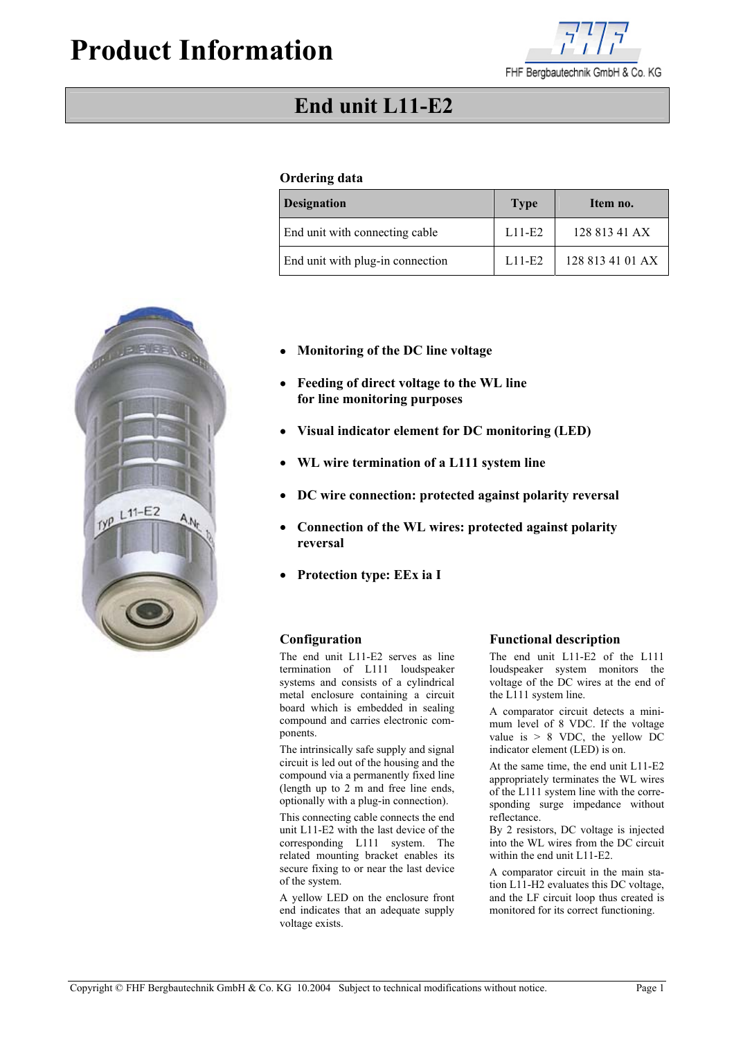# Product Information

## End unit L11-E2

### Ordering data

| Designation | Type | Item no. |
|---|---|---|
| End unit with connecting cable | L11-E2 | 128 813 41 AX |
| End unit with plug-in connection | L11-E2 | 128 813 41 01 AX |

- **Monitoring of the DC line voltage**
- **Feeding of direct voltage to the WL line for line monitoring purposes**
- **Visual indicator element for DC monitoring (LED)**
- **WL wire termination of a L111 system line**
- **DC wire connection: protected against polarity reversal**
- **Connection of the WL wires: protected against polarity reversal**
- **Protection type: EEx ia I**

### Configuration

The end unit L11-E2 serves as line termination of L111 loudspeaker systems and consists of a cylindrical metal enclosure containing a circuit board which is embedded in sealing compound and carries electronic components.

The intrinsically safe supply and signal circuit is led out of the housing and the compound via a permanently fixed line (length up to 2 m and free line ends, optionally with a plug-in connection).

This connecting cable connects the end unit L11-E2 with the last device of the corresponding L111 system. The related mounting bracket enables its secure fixing to or near the last device of the system.

A yellow LED on the enclosure front end indicates that an adequate supply voltage exists.

### Functional description

The end unit L11-E2 of the L111 loudspeaker system monitors the voltage of the DC wires at the end of the L111 system line.

A comparator circuit detects a minimum level of 8 VDC. If the voltage value is > 8 VDC, the yellow DC indicator element (LED) is on.

At the same time, the end unit L11-E2 appropriately terminates the WL wires of the L111 system line with the corresponding surge impedance without reflectance.

By 2 resistors, DC voltage is injected into the WL wires from the DC circuit within the end unit L11-E2.

A comparator circuit in the main station L11-H2 evaluates this DC voltage, and the LF circuit loop thus created is monitored for its correct functioning.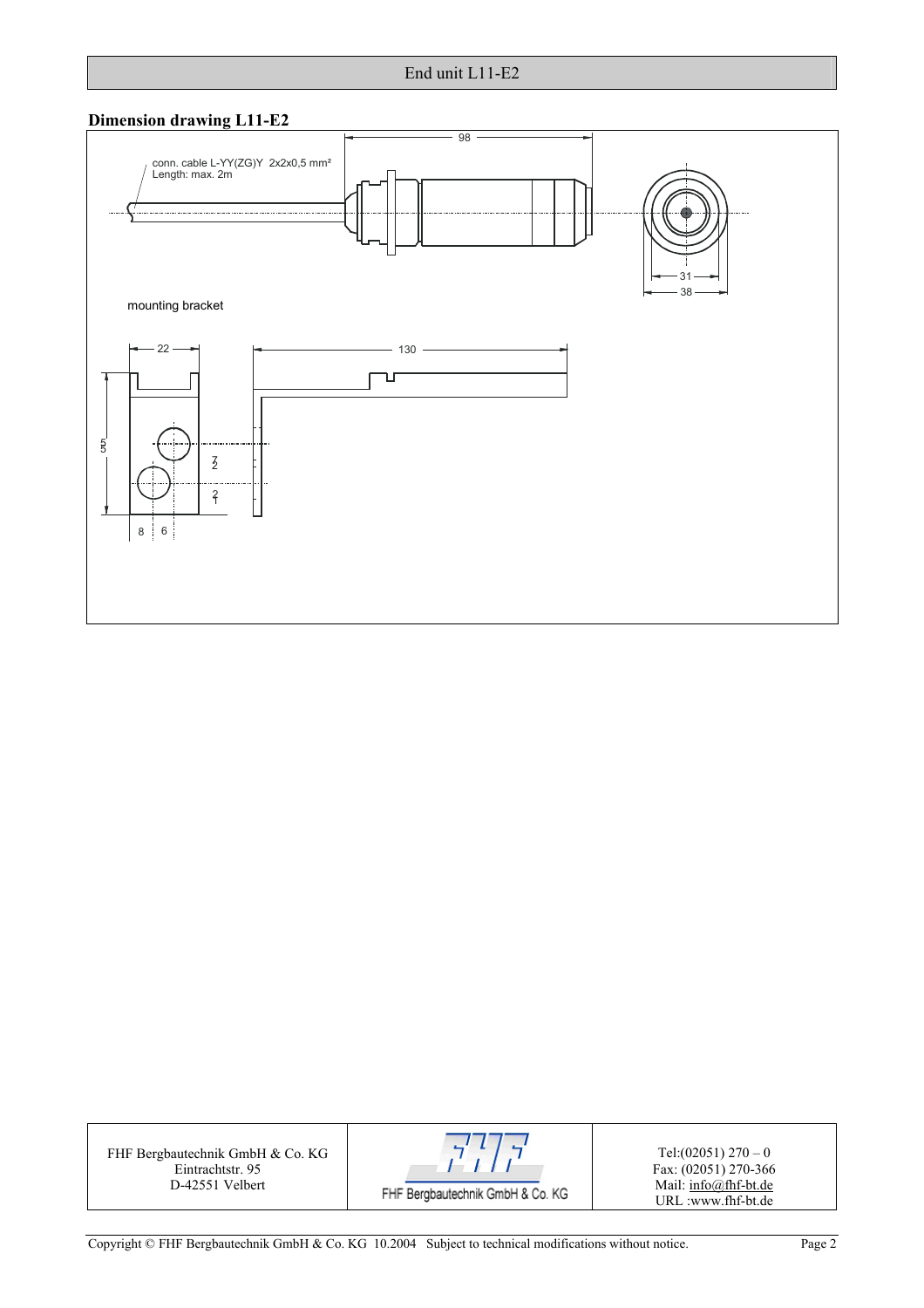## Dimension drawing L11-E2

conn. cable L-YY(ZG)Y 2x2x0,5 mm²
Length: max. 2m

98

31

38

mounting bracket

22

130

55

32

21

8

6

| FHF Bergbautechnik GmbH & Co. KG<br>Eintrachtstr. 95<br>D-42551 Velbert | FHF Bergbautechnik GmbH & Co. KG | Tel:(02051) 270 – 0<br>Fax: (02051) 270-366<br>Mail: info@fhf-bt.de<br>URL :www.fhf-bt.de |
|---|---|---|

Copyright © FHF Bergbautechnik GmbH & Co. KG 10.2004 Subject to technical modifications without notice.